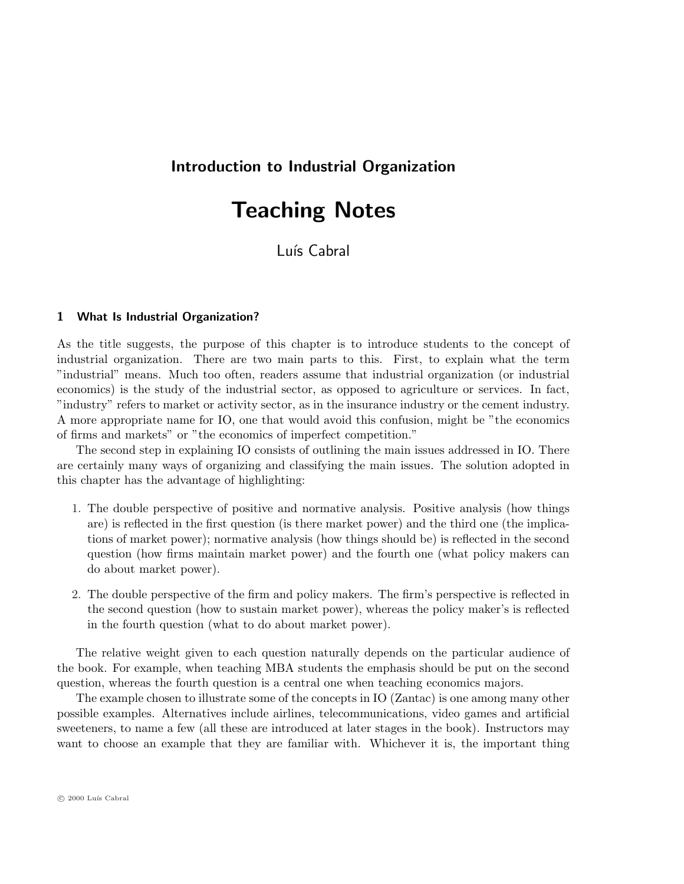# Introduction to Industrial Organization

# Teaching Notes

Luís Cabral

## 1 What Is Industrial Organization?

As the title suggests, the purpose of this chapter is to introduce students to the concept of industrial organization. There are two main parts to this. First, to explain what the term "industrial" means. Much too often, readers assume that industrial organization (or industrial economics) is the study of the industrial sector, as opposed to agriculture or services. In fact, "industry" refers to market or activity sector, as in the insurance industry or the cement industry. A more appropriate name for IO, one that would avoid this confusion, might be "the economics of firms and markets" or "the economics of imperfect competition."

The second step in explaining IO consists of outlining the main issues addressed in IO. There are certainly many ways of organizing and classifying the main issues. The solution adopted in this chapter has the advantage of highlighting:

1. The double perspective of positive and normative analysis. Positive analysis (how things are) is reflected in the first question (is there market power) and the third one (the implications of market power); normative analysis (how things should be) is reflected in the second question (how firms maintain market power) and the fourth one (what policy makers can do about market power).
2. The double perspective of the firm and policy makers. The firm's perspective is reflected in the second question (how to sustain market power), whereas the policy maker's is reflected in the fourth question (what to do about market power).

The relative weight given to each question naturally depends on the particular audience of the book. For example, when teaching MBA students the emphasis should be put on the second question, whereas the fourth question is a central one when teaching economics majors.

The example chosen to illustrate some of the concepts in IO (Zantac) is one among many other possible examples. Alternatives include airlines, telecommunications, video games and artificial sweeteners, to name a few (all these are introduced at later stages in the book). Instructors may want to choose an example that they are familiar with. Whichever it is, the important thing

© 2000 Luís Cabral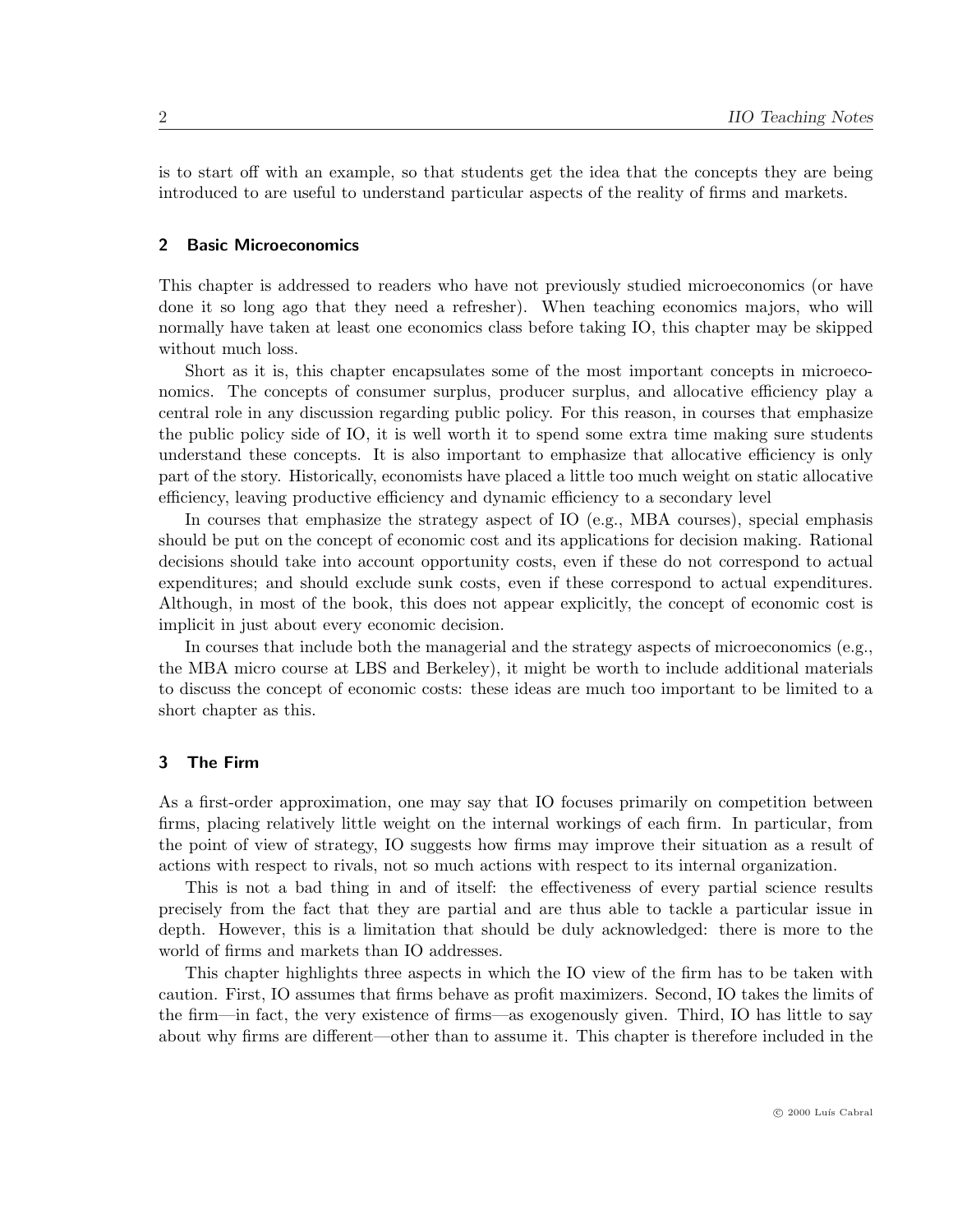is to start off with an example, so that students get the idea that the concepts they are being introduced to are useful to understand particular aspects of the reality of firms and markets.

## 2 Basic Microeconomics

This chapter is addressed to readers who have not previously studied microeconomics (or have done it so long ago that they need a refresher). When teaching economics majors, who will normally have taken at least one economics class before taking IO, this chapter may be skipped without much loss.

Short as it is, this chapter encapsulates some of the most important concepts in microeconomics. The concepts of consumer surplus, producer surplus, and allocative efficiency play a central role in any discussion regarding public policy. For this reason, in courses that emphasize the public policy side of IO, it is well worth it to spend some extra time making sure students understand these concepts. It is also important to emphasize that allocative efficiency is only part of the story. Historically, economists have placed a little too much weight on static allocative efficiency, leaving productive efficiency and dynamic efficiency to a secondary level

In courses that emphasize the strategy aspect of IO (e.g., MBA courses), special emphasis should be put on the concept of economic cost and its applications for decision making. Rational decisions should take into account opportunity costs, even if these do not correspond to actual expenditures; and should exclude sunk costs, even if these correspond to actual expenditures. Although, in most of the book, this does not appear explicitly, the concept of economic cost is implicit in just about every economic decision.

In courses that include both the managerial and the strategy aspects of microeconomics (e.g., the MBA micro course at LBS and Berkeley), it might be worth to include additional materials to discuss the concept of economic costs: these ideas are much too important to be limited to a short chapter as this.

## 3 The Firm

As a first-order approximation, one may say that IO focuses primarily on competition between firms, placing relatively little weight on the internal workings of each firm. In particular, from the point of view of strategy, IO suggests how firms may improve their situation as a result of actions with respect to rivals, not so much actions with respect to its internal organization.

This is not a bad thing in and of itself: the effectiveness of every partial science results precisely from the fact that they are partial and are thus able to tackle a particular issue in depth. However, this is a limitation that should be duly acknowledged: there is more to the world of firms and markets than IO addresses.

This chapter highlights three aspects in which the IO view of the firm has to be taken with caution. First, IO assumes that firms behave as profit maximizers. Second, IO takes the limits of the firm—in fact, the very existence of firms—as exogenously given. Third, IO has little to say about why firms are different—other than to assume it. This chapter is therefore included in the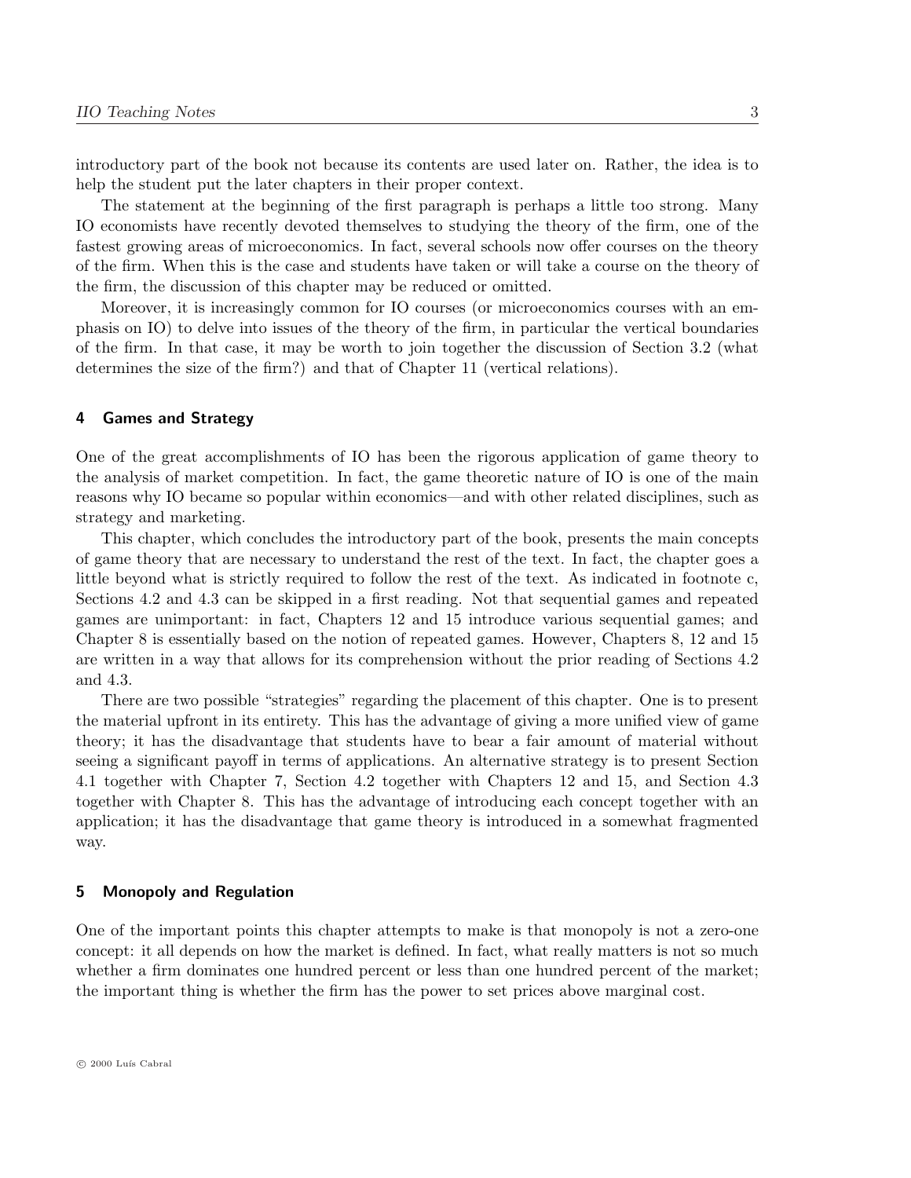introductory part of the book not because its contents are used later on. Rather, the idea is to help the student put the later chapters in their proper context.

The statement at the beginning of the first paragraph is perhaps a little too strong. Many IO economists have recently devoted themselves to studying the theory of the firm, one of the fastest growing areas of microeconomics. In fact, several schools now offer courses on the theory of the firm. When this is the case and students have taken or will take a course on the theory of the firm, the discussion of this chapter may be reduced or omitted.

Moreover, it is increasingly common for IO courses (or microeconomics courses with an emphasis on IO) to delve into issues of the theory of the firm, in particular the vertical boundaries of the firm. In that case, it may be worth to join together the discussion of Section 3.2 (what determines the size of the firm?) and that of Chapter 11 (vertical relations).

## 4 Games and Strategy

One of the great accomplishments of IO has been the rigorous application of game theory to the analysis of market competition. In fact, the game theoretic nature of IO is one of the main reasons why IO became so popular within economics—and with other related disciplines, such as strategy and marketing.

This chapter, which concludes the introductory part of the book, presents the main concepts of game theory that are necessary to understand the rest of the text. In fact, the chapter goes a little beyond what is strictly required to follow the rest of the text. As indicated in footnote c, Sections 4.2 and 4.3 can be skipped in a first reading. Not that sequential games and repeated games are unimportant: in fact, Chapters 12 and 15 introduce various sequential games; and Chapter 8 is essentially based on the notion of repeated games. However, Chapters 8, 12 and 15 are written in a way that allows for its comprehension without the prior reading of Sections 4.2 and 4.3.

There are two possible "strategies" regarding the placement of this chapter. One is to present the material upfront in its entirety. This has the advantage of giving a more unified view of game theory; it has the disadvantage that students have to bear a fair amount of material without seeing a significant payoff in terms of applications. An alternative strategy is to present Section 4.1 together with Chapter 7, Section 4.2 together with Chapters 12 and 15, and Section 4.3 together with Chapter 8. This has the advantage of introducing each concept together with an application; it has the disadvantage that game theory is introduced in a somewhat fragmented way.

## 5 Monopoly and Regulation

One of the important points this chapter attempts to make is that monopoly is not a zero-one concept: it all depends on how the market is defined. In fact, what really matters is not so much whether a firm dominates one hundred percent or less than one hundred percent of the market; the important thing is whether the firm has the power to set prices above marginal cost.

© 2000 Luís Cabral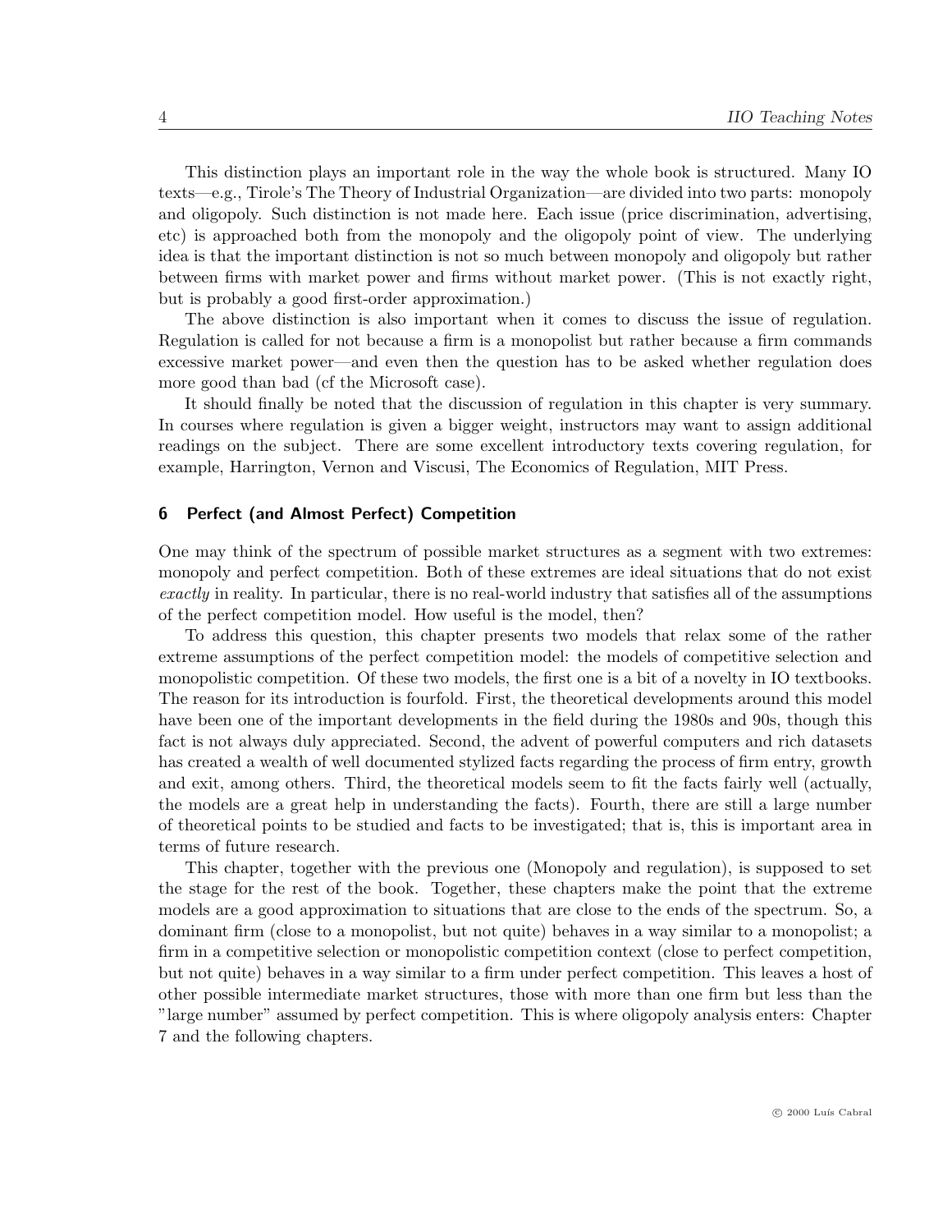This distinction plays an important role in the way the whole book is structured. Many IO texts—e.g., Tirole's The Theory of Industrial Organization—are divided into two parts: monopoly and oligopoly. Such distinction is not made here. Each issue (price discrimination, advertising, etc) is approached both from the monopoly and the oligopoly point of view. The underlying idea is that the important distinction is not so much between monopoly and oligopoly but rather between firms with market power and firms without market power. (This is not exactly right, but is probably a good first-order approximation.)

The above distinction is also important when it comes to discuss the issue of regulation. Regulation is called for not because a firm is a monopolist but rather because a firm commands excessive market power—and even then the question has to be asked whether regulation does more good than bad (cf the Microsoft case).

It should finally be noted that the discussion of regulation in this chapter is very summary. In courses where regulation is given a bigger weight, instructors may want to assign additional readings on the subject. There are some excellent introductory texts covering regulation, for example, Harrington, Vernon and Viscusi, The Economics of Regulation, MIT Press.

## 6 Perfect (and Almost Perfect) Competition

One may think of the spectrum of possible market structures as a segment with two extremes: monopoly and perfect competition. Both of these extremes are ideal situations that do not exist *exactly* in reality. In particular, there is no real-world industry that satisfies all of the assumptions of the perfect competition model. How useful is the model, then?

To address this question, this chapter presents two models that relax some of the rather extreme assumptions of the perfect competition model: the models of competitive selection and monopolistic competition. Of these two models, the first one is a bit of a novelty in IO textbooks. The reason for its introduction is fourfold. First, the theoretical developments around this model have been one of the important developments in the field during the 1980s and 90s, though this fact is not always duly appreciated. Second, the advent of powerful computers and rich datasets has created a wealth of well documented stylized facts regarding the process of firm entry, growth and exit, among others. Third, the theoretical models seem to fit the facts fairly well (actually, the models are a great help in understanding the facts). Fourth, there are still a large number of theoretical points to be studied and facts to be investigated; that is, this is important area in terms of future research.

This chapter, together with the previous one (Monopoly and regulation), is supposed to set the stage for the rest of the book. Together, these chapters make the point that the extreme models are a good approximation to situations that are close to the ends of the spectrum. So, a dominant firm (close to a monopolist, but not quite) behaves in a way similar to a monopolist; a firm in a competitive selection or monopolistic competition context (close to perfect competition, but not quite) behaves in a way similar to a firm under perfect competition. This leaves a host of other possible intermediate market structures, those with more than one firm but less than the "large number" assumed by perfect competition. This is where oligopoly analysis enters: Chapter 7 and the following chapters.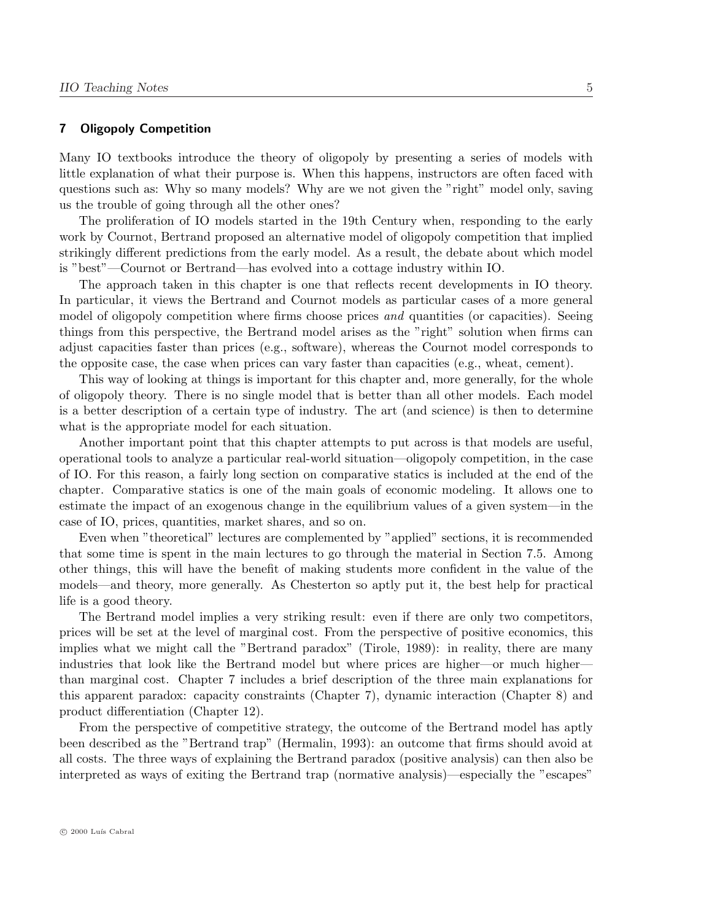## 7 Oligopoly Competition

Many IO textbooks introduce the theory of oligopoly by presenting a series of models with little explanation of what their purpose is. When this happens, instructors are often faced with questions such as: Why so many models? Why are we not given the "right" model only, saving us the trouble of going through all the other ones?

The proliferation of IO models started in the 19th Century when, responding to the early work by Cournot, Bertrand proposed an alternative model of oligopoly competition that implied strikingly different predictions from the early model. As a result, the debate about which model is "best"—Cournot or Bertrand—has evolved into a cottage industry within IO.

The approach taken in this chapter is one that reflects recent developments in IO theory. In particular, it views the Bertrand and Cournot models as particular cases of a more general model of oligopoly competition where firms choose prices *and* quantities (or capacities). Seeing things from this perspective, the Bertrand model arises as the "right" solution when firms can adjust capacities faster than prices (e.g., software), whereas the Cournot model corresponds to the opposite case, the case when prices can vary faster than capacities (e.g., wheat, cement).

This way of looking at things is important for this chapter and, more generally, for the whole of oligopoly theory. There is no single model that is better than all other models. Each model is a better description of a certain type of industry. The art (and science) is then to determine what is the appropriate model for each situation.

Another important point that this chapter attempts to put across is that models are useful, operational tools to analyze a particular real-world situation—oligopoly competition, in the case of IO. For this reason, a fairly long section on comparative statics is included at the end of the chapter. Comparative statics is one of the main goals of economic modeling. It allows one to estimate the impact of an exogenous change in the equilibrium values of a given system—in the case of IO, prices, quantities, market shares, and so on.

Even when "theoretical" lectures are complemented by "applied" sections, it is recommended that some time is spent in the main lectures to go through the material in Section 7.5. Among other things, this will have the benefit of making students more confident in the value of the models—and theory, more generally. As Chesterton so aptly put it, the best help for practical life is a good theory.

The Bertrand model implies a very striking result: even if there are only two competitors, prices will be set at the level of marginal cost. From the perspective of positive economics, this implies what we might call the "Bertrand paradox" (Tirole, 1989): in reality, there are many industries that look like the Bertrand model but where prices are higher—or much higher—than marginal cost. Chapter 7 includes a brief description of the three main explanations for this apparent paradox: capacity constraints (Chapter 7), dynamic interaction (Chapter 8) and product differentiation (Chapter 12).

From the perspective of competitive strategy, the outcome of the Bertrand model has aptly been described as the "Bertrand trap" (Hermalin, 1993): an outcome that firms should avoid at all costs. The three ways of explaining the Bertrand paradox (positive analysis) can then also be interpreted as ways of exiting the Bertrand trap (normative analysis)—especially the "escapes"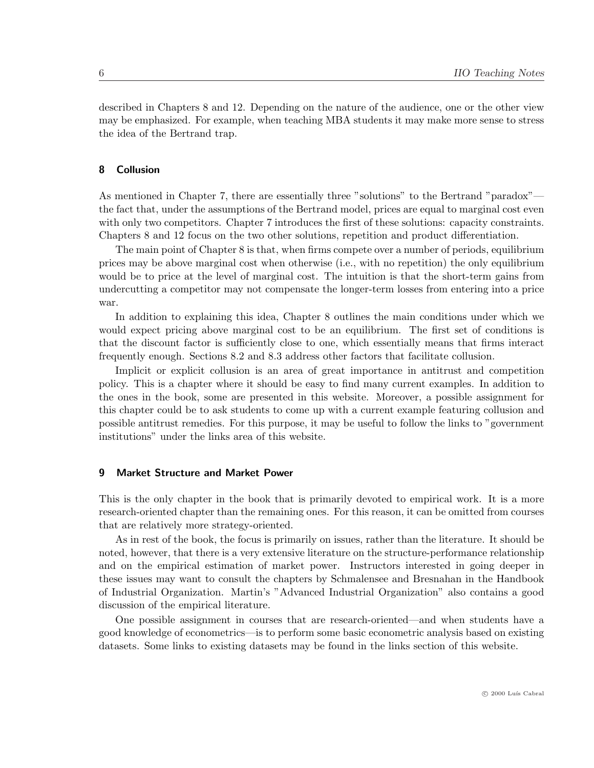described in Chapters 8 and 12. Depending on the nature of the audience, one or the other view may be emphasized. For example, when teaching MBA students it may make more sense to stress the idea of the Bertrand trap.

## 8 Collusion

As mentioned in Chapter 7, there are essentially three "solutions" to the Bertrand "paradox"—the fact that, under the assumptions of the Bertrand model, prices are equal to marginal cost even with only two competitors. Chapter 7 introduces the first of these solutions: capacity constraints. Chapters 8 and 12 focus on the two other solutions, repetition and product differentiation.

The main point of Chapter 8 is that, when firms compete over a number of periods, equilibrium prices may be above marginal cost when otherwise (i.e., with no repetition) the only equilibrium would be to price at the level of marginal cost. The intuition is that the short-term gains from undercutting a competitor may not compensate the longer-term losses from entering into a price war.

In addition to explaining this idea, Chapter 8 outlines the main conditions under which we would expect pricing above marginal cost to be an equilibrium. The first set of conditions is that the discount factor is sufficiently close to one, which essentially means that firms interact frequently enough. Sections 8.2 and 8.3 address other factors that facilitate collusion.

Implicit or explicit collusion is an area of great importance in antitrust and competition policy. This is a chapter where it should be easy to find many current examples. In addition to the ones in the book, some are presented in this website. Moreover, a possible assignment for this chapter could be to ask students to come up with a current example featuring collusion and possible antitrust remedies. For this purpose, it may be useful to follow the links to "government institutions" under the links area of this website.

## 9 Market Structure and Market Power

This is the only chapter in the book that is primarily devoted to empirical work. It is a more research-oriented chapter than the remaining ones. For this reason, it can be omitted from courses that are relatively more strategy-oriented.

As in rest of the book, the focus is primarily on issues, rather than the literature. It should be noted, however, that there is a very extensive literature on the structure-performance relationship and on the empirical estimation of market power. Instructors interested in going deeper in these issues may want to consult the chapters by Schmalensee and Bresnahan in the Handbook of Industrial Organization. Martin's "Advanced Industrial Organization" also contains a good discussion of the empirical literature.

One possible assignment in courses that are research-oriented—and when students have a good knowledge of econometrics—is to perform some basic econometric analysis based on existing datasets. Some links to existing datasets may be found in the links section of this website.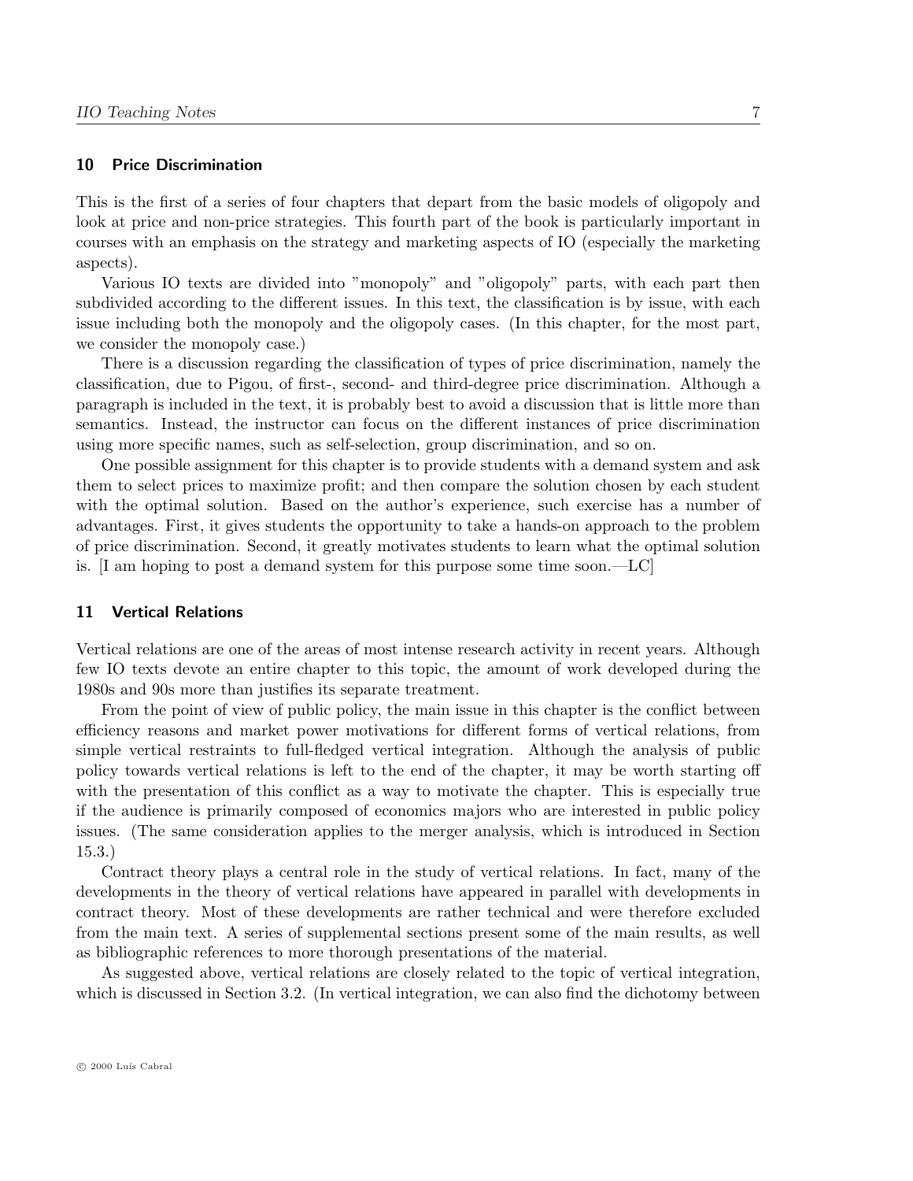## 10 Price Discrimination

This is the first of a series of four chapters that depart from the basic models of oligopoly and look at price and non-price strategies. This fourth part of the book is particularly important in courses with an emphasis on the strategy and marketing aspects of IO (especially the marketing aspects).

Various IO texts are divided into "monopoly" and "oligopoly" parts, with each part then subdivided according to the different issues. In this text, the classification is by issue, with each issue including both the monopoly and the oligopoly cases. (In this chapter, for the most part, we consider the monopoly case.)

There is a discussion regarding the classification of types of price discrimination, namely the classification, due to Pigou, of first-, second- and third-degree price discrimination. Although a paragraph is included in the text, it is probably best to avoid a discussion that is little more than semantics. Instead, the instructor can focus on the different instances of price discrimination using more specific names, such as self-selection, group discrimination, and so on.

One possible assignment for this chapter is to provide students with a demand system and ask them to select prices to maximize profit; and then compare the solution chosen by each student with the optimal solution. Based on the author's experience, such exercise has a number of advantages. First, it gives students the opportunity to take a hands-on approach to the problem of price discrimination. Second, it greatly motivates students to learn what the optimal solution is. [I am hoping to post a demand system for this purpose some time soon.—LC]

## 11 Vertical Relations

Vertical relations are one of the areas of most intense research activity in recent years. Although few IO texts devote an entire chapter to this topic, the amount of work developed during the 1980s and 90s more than justifies its separate treatment.

From the point of view of public policy, the main issue in this chapter is the conflict between efficiency reasons and market power motivations for different forms of vertical relations, from simple vertical restraints to full-fledged vertical integration. Although the analysis of public policy towards vertical relations is left to the end of the chapter, it may be worth starting off with the presentation of this conflict as a way to motivate the chapter. This is especially true if the audience is primarily composed of economics majors who are interested in public policy issues. (The same consideration applies to the merger analysis, which is introduced in Section 15.3.)

Contract theory plays a central role in the study of vertical relations. In fact, many of the developments in the theory of vertical relations have appeared in parallel with developments in contract theory. Most of these developments are rather technical and were therefore excluded from the main text. A series of supplemental sections present some of the main results, as well as bibliographic references to more thorough presentations of the material.

As suggested above, vertical relations are closely related to the topic of vertical integration, which is discussed in Section 3.2. (In vertical integration, we can also find the dichotomy between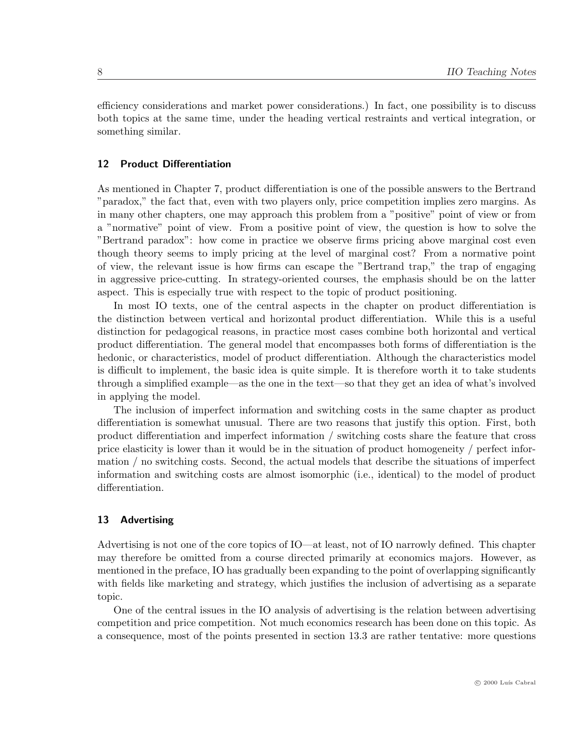efficiency considerations and market power considerations.) In fact, one possibility is to discuss both topics at the same time, under the heading vertical restraints and vertical integration, or something similar.

## 12 Product Differentiation

As mentioned in Chapter 7, product differentiation is one of the possible answers to the Bertrand "paradox," the fact that, even with two players only, price competition implies zero margins. As in many other chapters, one may approach this problem from a "positive" point of view or from a "normative" point of view. From a positive point of view, the question is how to solve the "Bertrand paradox": how come in practice we observe firms pricing above marginal cost even though theory seems to imply pricing at the level of marginal cost? From a normative point of view, the relevant issue is how firms can escape the "Bertrand trap," the trap of engaging in aggressive price-cutting. In strategy-oriented courses, the emphasis should be on the latter aspect. This is especially true with respect to the topic of product positioning.

In most IO texts, one of the central aspects in the chapter on product differentiation is the distinction between vertical and horizontal product differentiation. While this is a useful distinction for pedagogical reasons, in practice most cases combine both horizontal and vertical product differentiation. The general model that encompasses both forms of differentiation is the hedonic, or characteristics, model of product differentiation. Although the characteristics model is difficult to implement, the basic idea is quite simple. It is therefore worth it to take students through a simplified example—as the one in the text—so that they get an idea of what's involved in applying the model.

The inclusion of imperfect information and switching costs in the same chapter as product differentiation is somewhat unusual. There are two reasons that justify this option. First, both product differentiation and imperfect information / switching costs share the feature that cross price elasticity is lower than it would be in the situation of product homogeneity / perfect information / no switching costs. Second, the actual models that describe the situations of imperfect information and switching costs are almost isomorphic (i.e., identical) to the model of product differentiation.

## 13 Advertising

Advertising is not one of the core topics of IO—at least, not of IO narrowly defined. This chapter may therefore be omitted from a course directed primarily at economics majors. However, as mentioned in the preface, IO has gradually been expanding to the point of overlapping significantly with fields like marketing and strategy, which justifies the inclusion of advertising as a separate topic.

One of the central issues in the IO analysis of advertising is the relation between advertising competition and price competition. Not much economics research has been done on this topic. As a consequence, most of the points presented in section 13.3 are rather tentative: more questions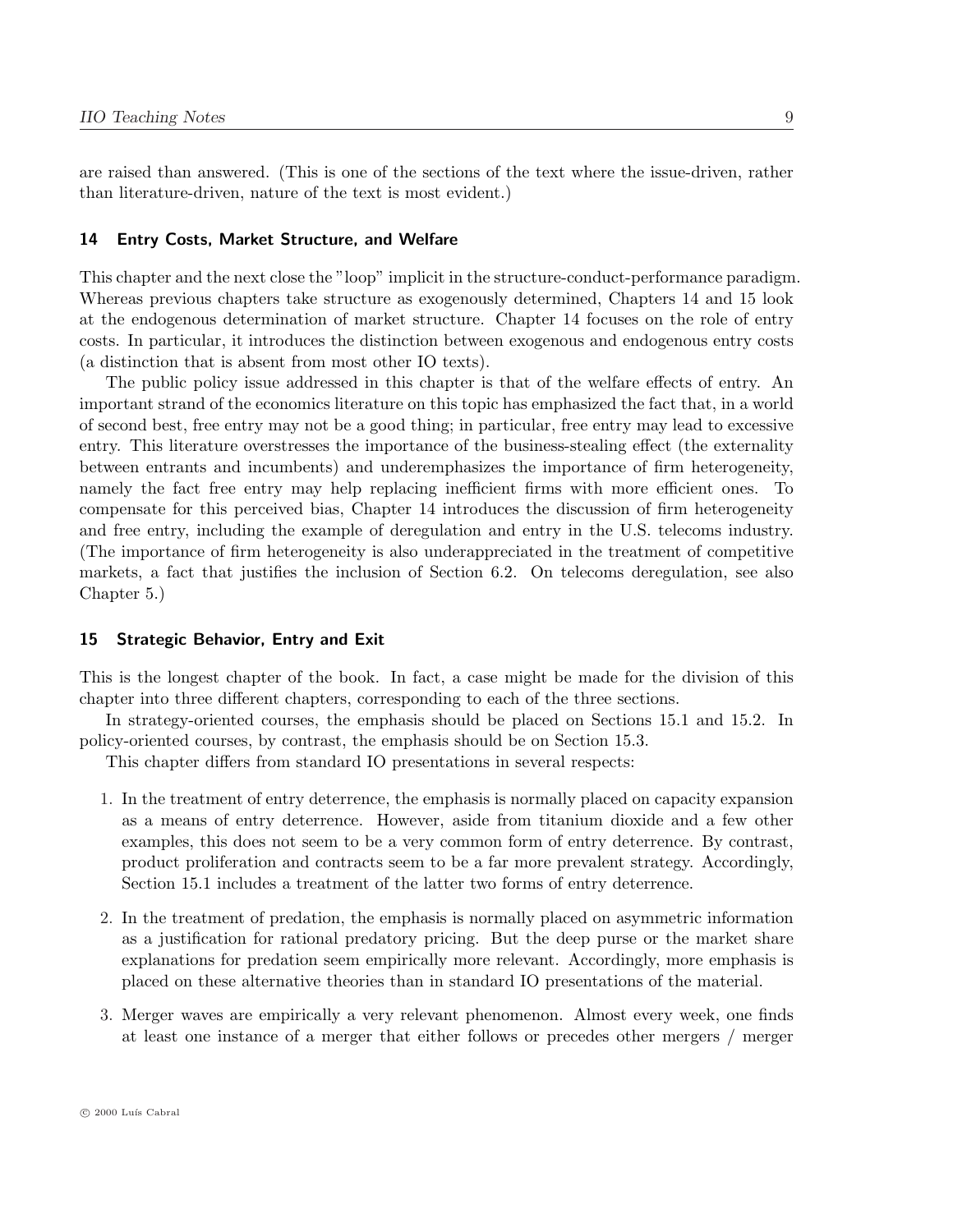are raised than answered. (This is one of the sections of the text where the issue-driven, rather than literature-driven, nature of the text is most evident.)

## 14 Entry Costs, Market Structure, and Welfare

This chapter and the next close the "loop" implicit in the structure-conduct-performance paradigm. Whereas previous chapters take structure as exogenously determined, Chapters 14 and 15 look at the endogenous determination of market structure. Chapter 14 focuses on the role of entry costs. In particular, it introduces the distinction between exogenous and endogenous entry costs (a distinction that is absent from most other IO texts).

The public policy issue addressed in this chapter is that of the welfare effects of entry. An important strand of the economics literature on this topic has emphasized the fact that, in a world of second best, free entry may not be a good thing; in particular, free entry may lead to excessive entry. This literature overstresses the importance of the business-stealing effect (the externality between entrants and incumbents) and underemphasizes the importance of firm heterogeneity, namely the fact free entry may help replacing inefficient firms with more efficient ones. To compensate for this perceived bias, Chapter 14 introduces the discussion of firm heterogeneity and free entry, including the example of deregulation and entry in the U.S. telecoms industry. (The importance of firm heterogeneity is also underappreciated in the treatment of competitive markets, a fact that justifies the inclusion of Section 6.2. On telecoms deregulation, see also Chapter 5.)

## 15 Strategic Behavior, Entry and Exit

This is the longest chapter of the book. In fact, a case might be made for the division of this chapter into three different chapters, corresponding to each of the three sections.

In strategy-oriented courses, the emphasis should be placed on Sections 15.1 and 15.2. In policy-oriented courses, by contrast, the emphasis should be on Section 15.3.

This chapter differs from standard IO presentations in several respects:

1. In the treatment of entry deterrence, the emphasis is normally placed on capacity expansion as a means of entry deterrence. However, aside from titanium dioxide and a few other examples, this does not seem to be a very common form of entry deterrence. By contrast, product proliferation and contracts seem to be a far more prevalent strategy. Accordingly, Section 15.1 includes a treatment of the latter two forms of entry deterrence.
2. In the treatment of predation, the emphasis is normally placed on asymmetric information as a justification for rational predatory pricing. But the deep purse or the market share explanations for predation seem empirically more relevant. Accordingly, more emphasis is placed on these alternative theories than in standard IO presentations of the material.
3. Merger waves are empirically a very relevant phenomenon. Almost every week, one finds at least one instance of a merger that either follows or precedes other mergers / merger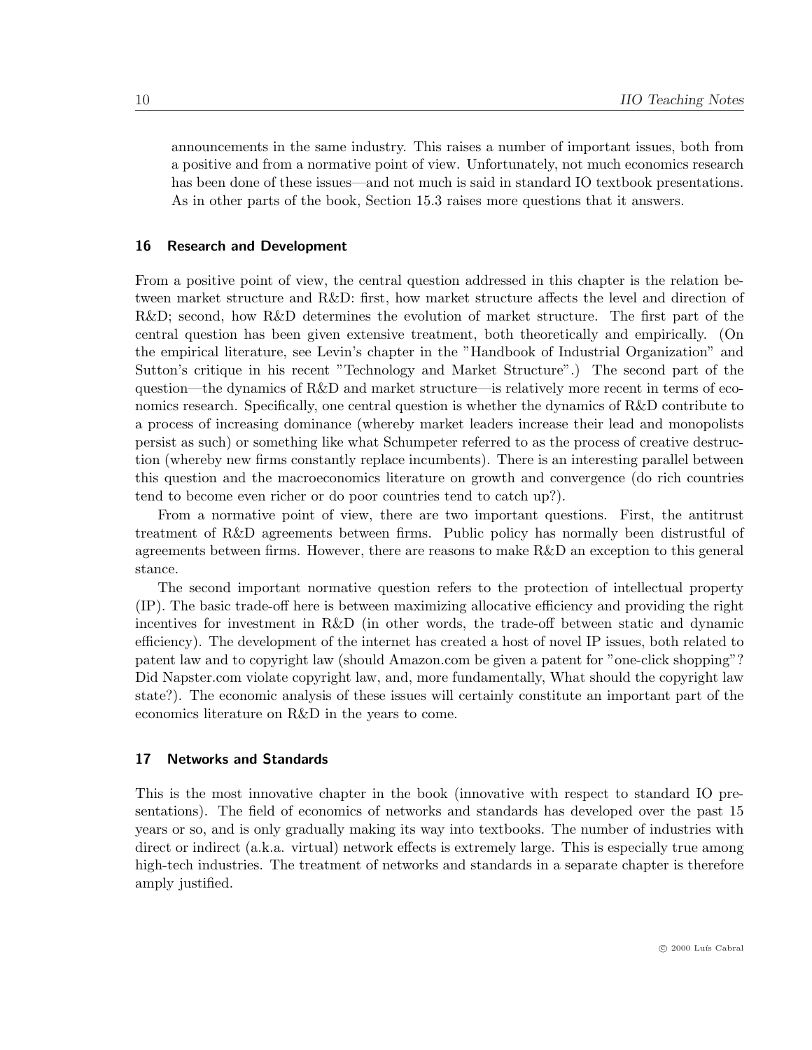announcements in the same industry. This raises a number of important issues, both from a positive and from a normative point of view. Unfortunately, not much economics research has been done of these issues—and not much is said in standard IO textbook presentations. As in other parts of the book, Section 15.3 raises more questions that it answers.

## 16 Research and Development

From a positive point of view, the central question addressed in this chapter is the relation between market structure and R&D: first, how market structure affects the level and direction of R&D; second, how R&D determines the evolution of market structure. The first part of the central question has been given extensive treatment, both theoretically and empirically. (On the empirical literature, see Levin's chapter in the "Handbook of Industrial Organization" and Sutton's critique in his recent "Technology and Market Structure".) The second part of the question—the dynamics of R&D and market structure—is relatively more recent in terms of economics research. Specifically, one central question is whether the dynamics of R&D contribute to a process of increasing dominance (whereby market leaders increase their lead and monopolists persist as such) or something like what Schumpeter referred to as the process of creative destruction (whereby new firms constantly replace incumbents). There is an interesting parallel between this question and the macroeconomics literature on growth and convergence (do rich countries tend to become even richer or do poor countries tend to catch up?).

From a normative point of view, there are two important questions. First, the antitrust treatment of R&D agreements between firms. Public policy has normally been distrustful of agreements between firms. However, there are reasons to make R&D an exception to this general stance.

The second important normative question refers to the protection of intellectual property (IP). The basic trade-off here is between maximizing allocative efficiency and providing the right incentives for investment in R&D (in other words, the trade-off between static and dynamic efficiency). The development of the internet has created a host of novel IP issues, both related to patent law and to copyright law (should Amazon.com be given a patent for "one-click shopping"? Did Napster.com violate copyright law, and, more fundamentally, What should the copyright law state?). The economic analysis of these issues will certainly constitute an important part of the economics literature on R&D in the years to come.

## 17 Networks and Standards

This is the most innovative chapter in the book (innovative with respect to standard IO presentations). The field of economics of networks and standards has developed over the past 15 years or so, and is only gradually making its way into textbooks. The number of industries with direct or indirect (a.k.a. virtual) network effects is extremely large. This is especially true among high-tech industries. The treatment of networks and standards in a separate chapter is therefore amply justified.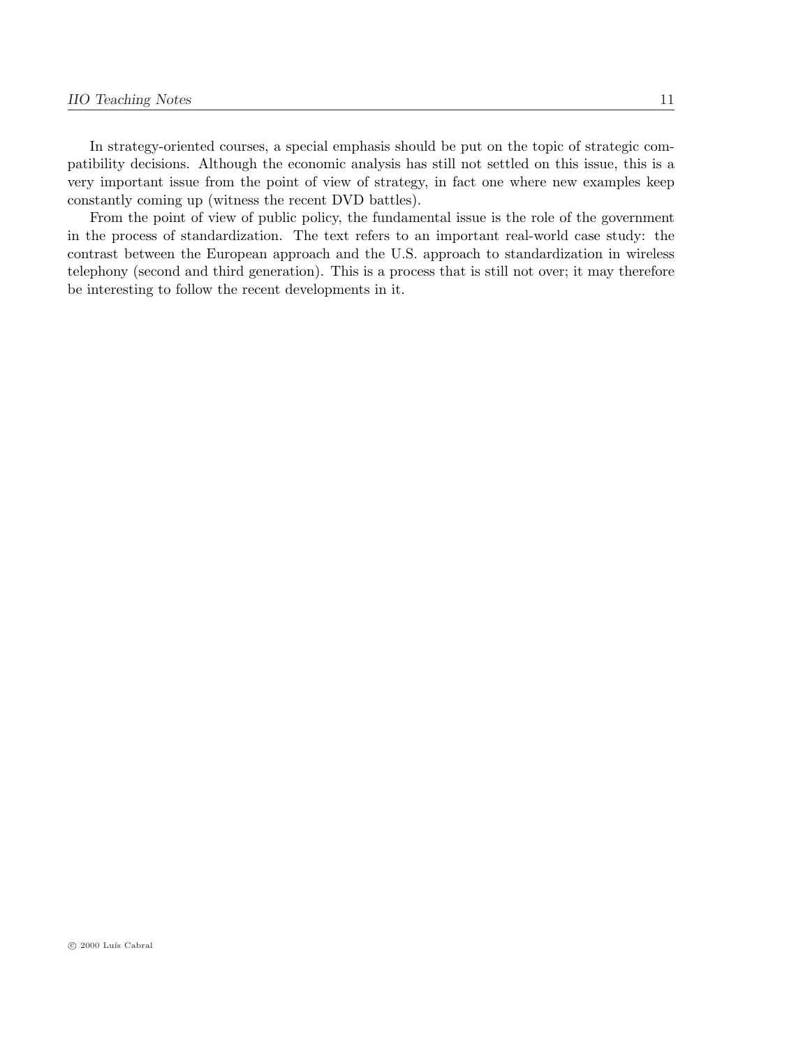In strategy-oriented courses, a special emphasis should be put on the topic of strategic compatibility decisions. Although the economic analysis has still not settled on this issue, this is a very important issue from the point of view of strategy, in fact one where new examples keep constantly coming up (witness the recent DVD battles).

From the point of view of public policy, the fundamental issue is the role of the government in the process of standardization. The text refers to an important real-world case study: the contrast between the European approach and the U.S. approach to standardization in wireless telephony (second and third generation). This is a process that is still not over; it may therefore be interesting to follow the recent developments in it.